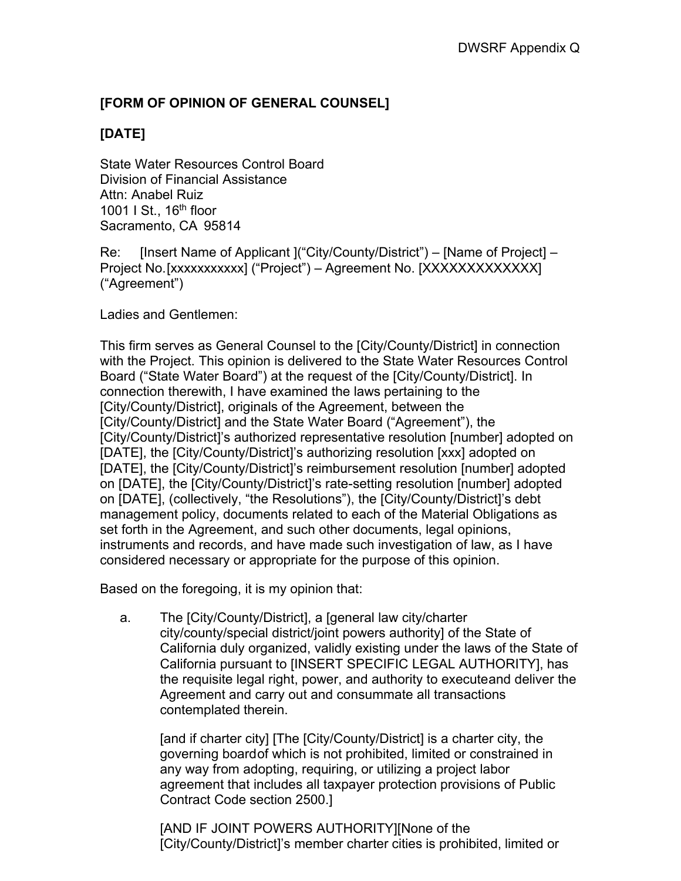**[FORM OF OPINION OF GENERAL COUNSEL]**

**[DATE]**

State Water Resources Control Board
Division of Financial Assistance
Attn: Anabel Ruiz
1001 I St., 16th floor
Sacramento, CA 95814

Re: [Insert Name of Applicant ](“City/County/District”) – [Name of Project] – Project No.[xxxxxxxxxxx] (“Project”) – Agreement No. [XXXXXXXXXXXXX] (“Agreement”)

Ladies and Gentlemen:

This firm serves as General Counsel to the [City/County/District] in connection with the Project. This opinion is delivered to the State Water Resources Control Board (“State Water Board”) at the request of the [City/County/District]. In connection therewith, I have examined the laws pertaining to the [City/County/District], originals of the Agreement, between the [City/County/District] and the State Water Board (“Agreement”), the [City/County/District]’s authorized representative resolution [number] adopted on [DATE], the [City/County/District]’s authorizing resolution [xxx] adopted on [DATE], the [City/County/District]’s reimbursement resolution [number] adopted on [DATE], the [City/County/District]’s rate-setting resolution [number] adopted on [DATE], (collectively, “the Resolutions”), the [City/County/District]’s debt management policy, documents related to each of the Material Obligations as set forth in the Agreement, and such other documents, legal opinions, instruments and records, and have made such investigation of law, as I have considered necessary or appropriate for the purpose of this opinion.

Based on the foregoing, it is my opinion that:

a. The [City/County/District], a [general law city/charter city/county/special district/joint powers authority] of the State of California duly organized, validly existing under the laws of the State of California pursuant to [INSERT SPECIFIC LEGAL AUTHORITY], has the requisite legal right, power, and authority to executeand deliver the Agreement and carry out and consummate all transactions contemplated therein.

   [and if charter city] [The [City/County/District] is a charter city, the governing boardof which is not prohibited, limited or constrained in any way from adopting, requiring, or utilizing a project labor agreement that includes all taxpayer protection provisions of Public Contract Code section 2500.]

   [AND IF JOINT POWERS AUTHORITY][None of the [City/County/District]’s member charter cities is prohibited, limited or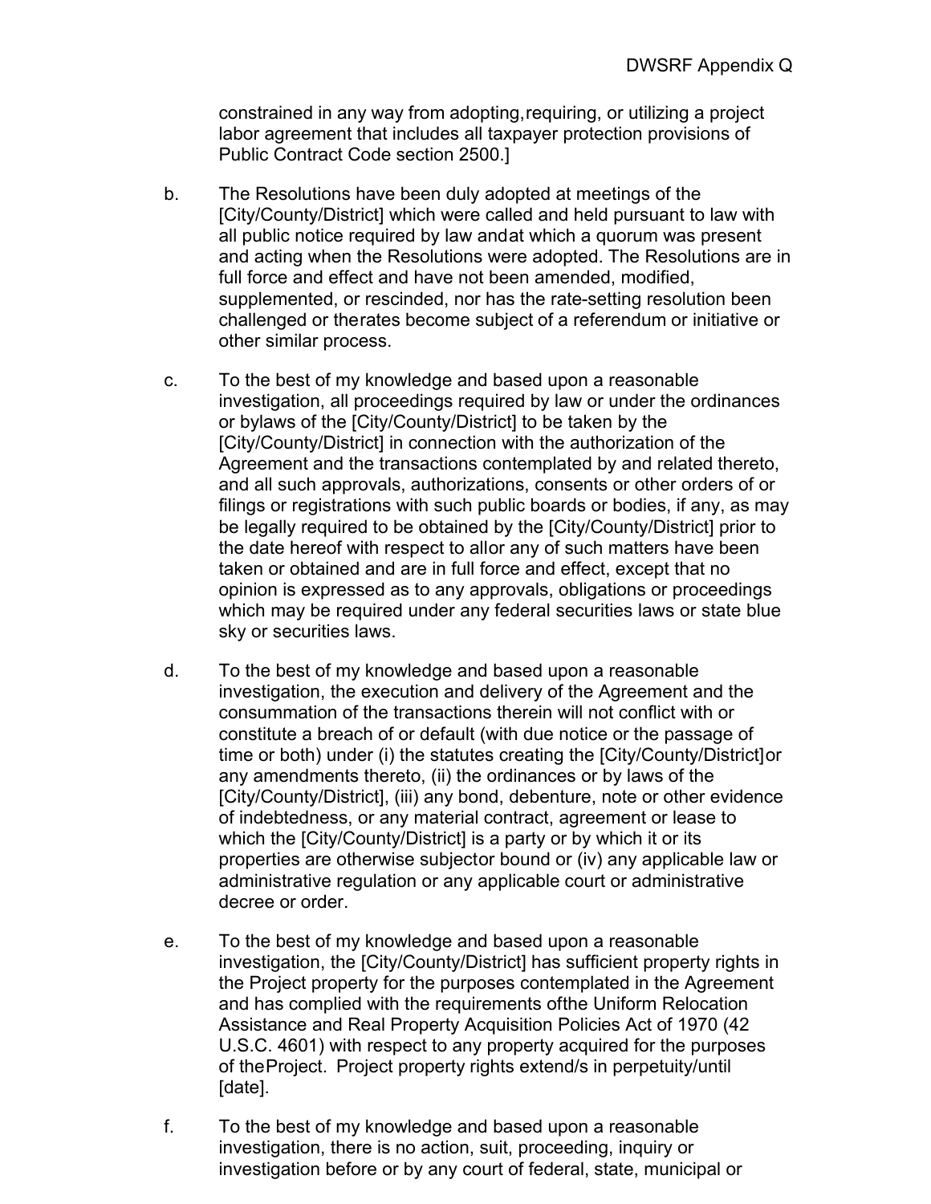constrained in any way from adopting, requiring, or utilizing a project labor agreement that includes all taxpayer protection provisions of Public Contract Code section 2500.]

b. The Resolutions have been duly adopted at meetings of the [City/County/District] which were called and held pursuant to law with all public notice required by law and at which a quorum was present and acting when the Resolutions were adopted. The Resolutions are in full force and effect and have not been amended, modified, supplemented, or rescinded, nor has the rate-setting resolution been challenged or the rates become subject of a referendum or initiative or other similar process.

c. To the best of my knowledge and based upon a reasonable investigation, all proceedings required by law or under the ordinances or bylaws of the [City/County/District] to be taken by the [City/County/District] in connection with the authorization of the Agreement and the transactions contemplated by and related thereto, and all such approvals, authorizations, consents or other orders of or filings or registrations with such public boards or bodies, if any, as may be legally required to be obtained by the [City/County/District] prior to the date hereof with respect to all or any of such matters have been taken or obtained and are in full force and effect, except that no opinion is expressed as to any approvals, obligations or proceedings which may be required under any federal securities laws or state blue sky or securities laws.

d. To the best of my knowledge and based upon a reasonable investigation, the execution and delivery of the Agreement and the consummation of the transactions therein will not conflict with or constitute a breach of or default (with due notice or the passage of time or both) under (i) the statutes creating the [City/County/District] or any amendments thereto, (ii) the ordinances or by laws of the [City/County/District], (iii) any bond, debenture, note or other evidence of indebtedness, or any material contract, agreement or lease to which the [City/County/District] is a party or by which it or its properties are otherwise subject or bound or (iv) any applicable law or administrative regulation or any applicable court or administrative decree or order.

e. To the best of my knowledge and based upon a reasonable investigation, the [City/County/District] has sufficient property rights in the Project property for the purposes contemplated in the Agreement and has complied with the requirements of the Uniform Relocation Assistance and Real Property Acquisition Policies Act of 1970 (42 U.S.C. 4601) with respect to any property acquired for the purposes of the Project. Project property rights extend/s in perpetuity/until [date].

f. To the best of my knowledge and based upon a reasonable investigation, there is no action, suit, proceeding, inquiry or investigation before or by any court of federal, state, municipal or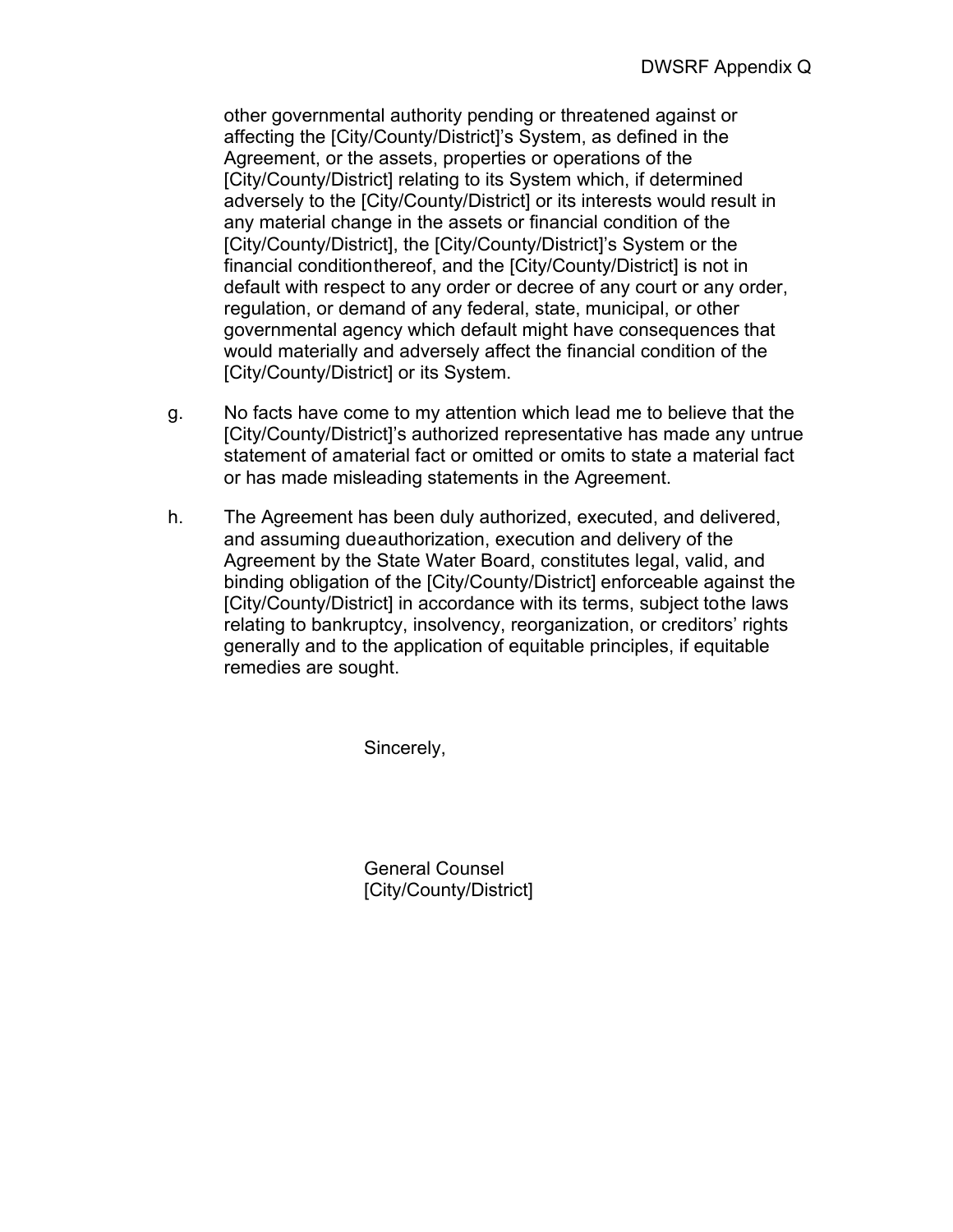other governmental authority pending or threatened against or affecting the [City/County/District]'s System, as defined in the Agreement, or the assets, properties or operations of the [City/County/District] relating to its System which, if determined adversely to the [City/County/District] or its interests would result in any material change in the assets or financial condition of the [City/County/District], the [City/County/District]'s System or the financial conditionthereof, and the [City/County/District] is not in default with respect to any order or decree of any court or any order, regulation, or demand of any federal, state, municipal, or other governmental agency which default might have consequences that would materially and adversely affect the financial condition of the [City/County/District] or its System.

g. No facts have come to my attention which lead me to believe that the [City/County/District]'s authorized representative has made any untrue statement of amaterial fact or omitted or omits to state a material fact or has made misleading statements in the Agreement.

h. The Agreement has been duly authorized, executed, and delivered, and assuming dueauthorization, execution and delivery of the Agreement by the State Water Board, constitutes legal, valid, and binding obligation of the [City/County/District] enforceable against the [City/County/District] in accordance with its terms, subject tothe laws relating to bankruptcy, insolvency, reorganization, or creditors' rights generally and to the application of equitable principles, if equitable remedies are sought.

Sincerely,

General Counsel
[City/County/District]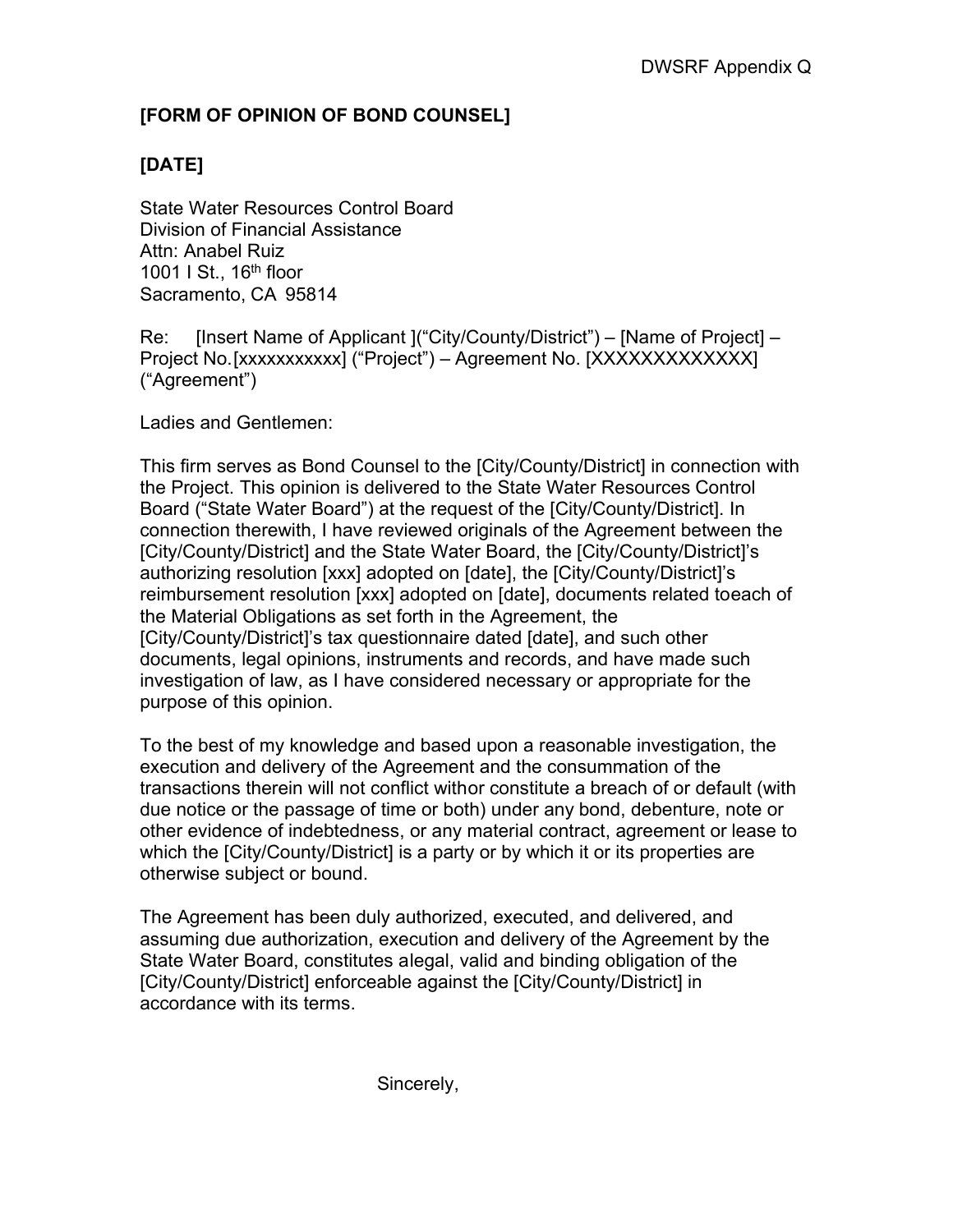**[FORM OF OPINION OF BOND COUNSEL]**

**[DATE]**

State Water Resources Control Board
Division of Financial Assistance
Attn: Anabel Ruiz
1001 I St., 16th floor
Sacramento, CA 95814

Re: [Insert Name of Applicant ](“City/County/District”) – [Name of Project] – Project No.[xxxxxxxxxxx] (“Project”) – Agreement No. [XXXXXXXXXXXXX] (“Agreement”)

Ladies and Gentlemen:

This firm serves as Bond Counsel to the [City/County/District] in connection with the Project. This opinion is delivered to the State Water Resources Control Board (“State Water Board”) at the request of the [City/County/District]. In connection therewith, I have reviewed originals of the Agreement between the [City/County/District] and the State Water Board, the [City/County/District]’s authorizing resolution [xxx] adopted on [date], the [City/County/District]’s reimbursement resolution [xxx] adopted on [date], documents related toeach of the Material Obligations as set forth in the Agreement, the [City/County/District]’s tax questionnaire dated [date], and such other documents, legal opinions, instruments and records, and have made such investigation of law, as I have considered necessary or appropriate for the purpose of this opinion.

To the best of my knowledge and based upon a reasonable investigation, the execution and delivery of the Agreement and the consummation of the transactions therein will not conflict withor constitute a breach of or default (with due notice or the passage of time or both) under any bond, debenture, note or other evidence of indebtedness, or any material contract, agreement or lease to which the [City/County/District] is a party or by which it or its properties are otherwise subject or bound.

The Agreement has been duly authorized, executed, and delivered, and assuming due authorization, execution and delivery of the Agreement by the State Water Board, constitutes alegal, valid and binding obligation of the [City/County/District] enforceable against the [City/County/District] in accordance with its terms.

Sincerely,